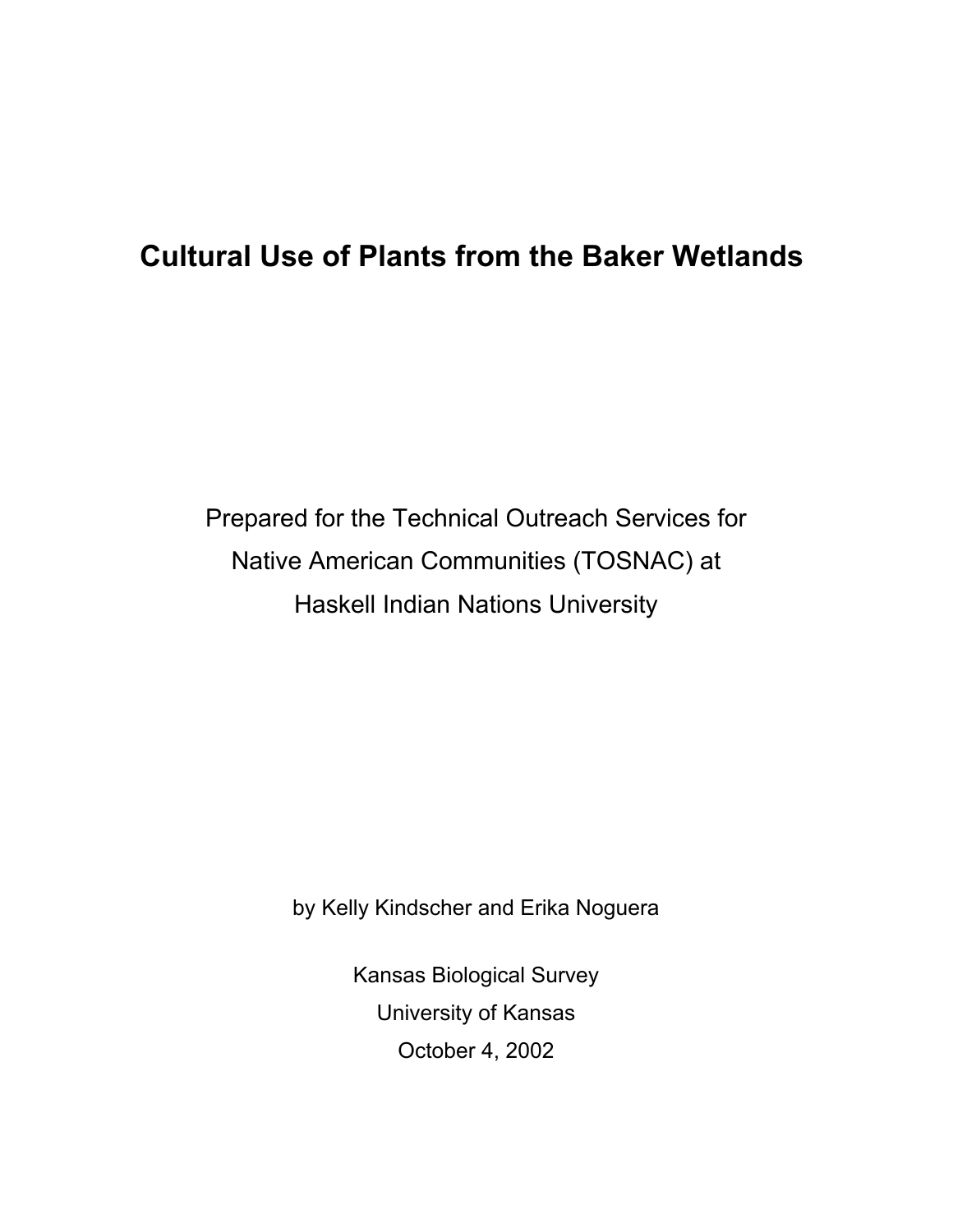# Cultural Use of Plants from the Baker Wetlands

Prepared for the Technical Outreach Services for
Native American Communities (TOSNAC) at
Haskell Indian Nations University

by Kelly Kindscher and Erika Noguera

Kansas Biological Survey
University of Kansas
October 4, 2002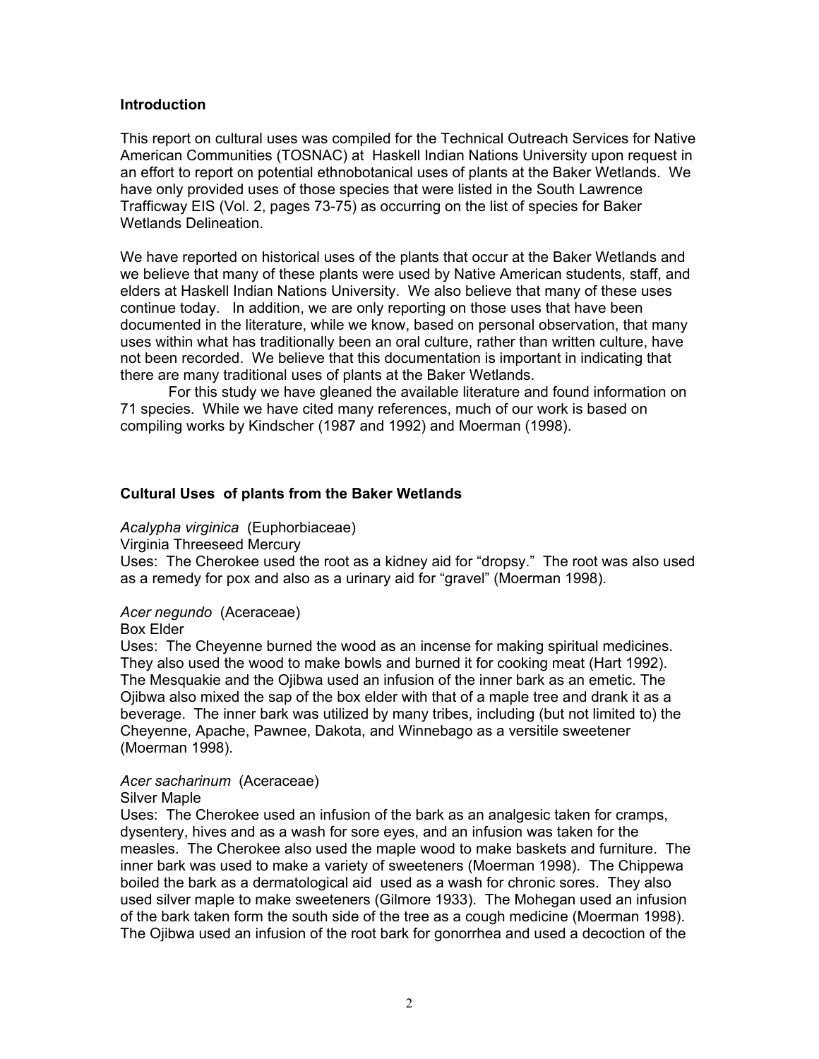### Introduction

This report on cultural uses was compiled for the Technical Outreach Services for Native American Communities (TOSNAC) at  Haskell Indian Nations University upon request in an effort to report on potential ethnobotanical uses of plants at the Baker Wetlands.  We have only provided uses of those species that were listed in the South Lawrence Trafficway EIS (Vol. 2, pages 73-75) as occurring on the list of species for Baker Wetlands Delineation.

We have reported on historical uses of the plants that occur at the Baker Wetlands and we believe that many of these plants were used by Native American students, staff, and elders at Haskell Indian Nations University.  We also believe that many of these uses continue today.   In addition, we are only reporting on those uses that have been documented in the literature, while we know, based on personal observation, that many uses within what has traditionally been an oral culture, rather than written culture, have not been recorded.  We believe that this documentation is important in indicating that there are many traditional uses of plants at the Baker Wetlands.

For this study we have gleaned the available literature and found information on 71 species.  While we have cited many references, much of our work is based on compiling works by Kindscher (1987 and 1992) and Moerman (1998).

### Cultural Uses  of plants from the Baker Wetlands

*Acalypha virginica*  (Euphorbiaceae)
Virginia Threeseed Mercury
Uses:  The Cherokee used the root as a kidney aid for “dropsy.”  The root was also used as a remedy for pox and also as a urinary aid for “gravel” (Moerman 1998).

*Acer negundo*  (Aceraceae)
Box Elder
Uses:  The Cheyenne burned the wood as an incense for making spiritual medicines. They also used the wood to make bowls and burned it for cooking meat (Hart 1992). The Mesquakie and the Ojibwa used an infusion of the inner bark as an emetic. The Ojibwa also mixed the sap of the box elder with that of a maple tree and drank it as a beverage.  The inner bark was utilized by many tribes, including (but not limited to) the Cheyenne, Apache, Pawnee, Dakota, and Winnebago as a versitile sweetener (Moerman 1998).

*Acer sacharinum*  (Aceraceae)
Silver Maple
Uses:  The Cherokee used an infusion of the bark as an analgesic taken for cramps, dysentery, hives and as a wash for sore eyes, and an infusion was taken for the measles.  The Cherokee also used the maple wood to make baskets and furniture.  The inner bark was used to make a variety of sweeteners (Moerman 1998).  The Chippewa boiled the bark as a dermatological aid  used as a wash for chronic sores.  They also used silver maple to make sweeteners (Gilmore 1933).  The Mohegan used an infusion of the bark taken form the south side of the tree as a cough medicine (Moerman 1998). The Ojibwa used an infusion of the root bark for gonorrhea and used a decoction of the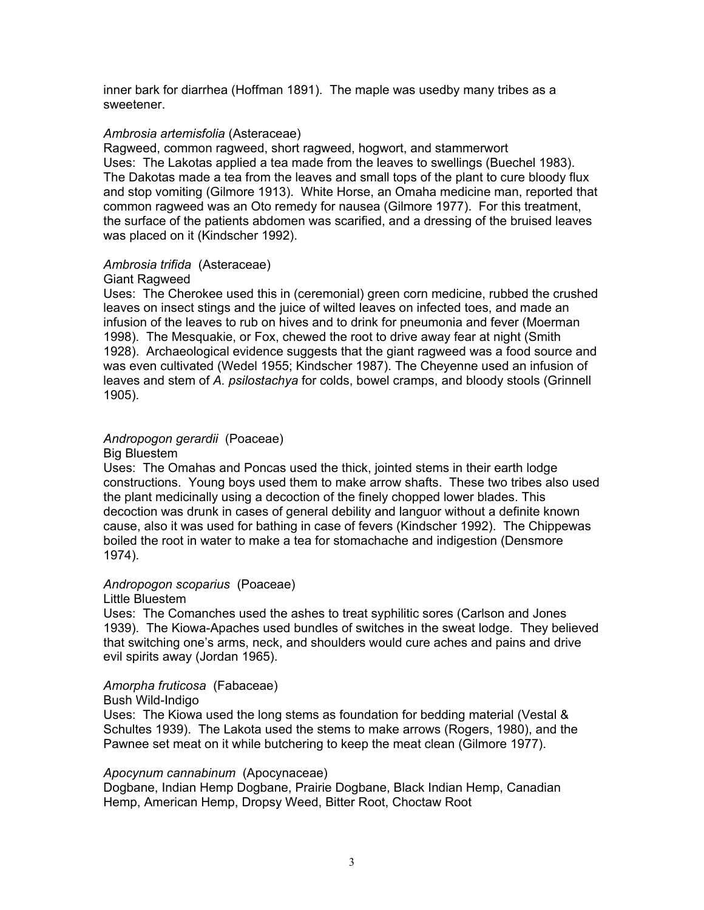inner bark for diarrhea (Hoffman 1891). The maple was usedby many tribes as a sweetener.

*Ambrosia artemisfolia* (Asteraceae)
Ragweed, common ragweed, short ragweed, hogwort, and stammerwort
Uses: The Lakotas applied a tea made from the leaves to swellings (Buechel 1983). The Dakotas made a tea from the leaves and small tops of the plant to cure bloody flux and stop vomiting (Gilmore 1913). White Horse, an Omaha medicine man, reported that common ragweed was an Oto remedy for nausea (Gilmore 1977). For this treatment, the surface of the patients abdomen was scarified, and a dressing of the bruised leaves was placed on it (Kindscher 1992).

*Ambrosia trifida* (Asteraceae)
Giant Ragweed
Uses: The Cherokee used this in (ceremonial) green corn medicine, rubbed the crushed leaves on insect stings and the juice of wilted leaves on infected toes, and made an infusion of the leaves to rub on hives and to drink for pneumonia and fever (Moerman 1998). The Mesquakie, or Fox, chewed the root to drive away fear at night (Smith 1928). Archaeological evidence suggests that the giant ragweed was a food source and was even cultivated (Wedel 1955; Kindscher 1987). The Cheyenne used an infusion of leaves and stem of *A. psilostachya* for colds, bowel cramps, and bloody stools (Grinnell 1905).

*Andropogon gerardii* (Poaceae)
Big Bluestem
Uses: The Omahas and Poncas used the thick, jointed stems in their earth lodge constructions. Young boys used them to make arrow shafts. These two tribes also used the plant medicinally using a decoction of the finely chopped lower blades. This decoction was drunk in cases of general debility and languor without a definite known cause, also it was used for bathing in case of fevers (Kindscher 1992). The Chippewas boiled the root in water to make a tea for stomachache and indigestion (Densmore 1974).

*Andropogon scoparius* (Poaceae)
Little Bluestem
Uses: The Comanches used the ashes to treat syphilitic sores (Carlson and Jones 1939). The Kiowa-Apaches used bundles of switches in the sweat lodge. They believed that switching one's arms, neck, and shoulders would cure aches and pains and drive evil spirits away (Jordan 1965).

*Amorpha fruticosa* (Fabaceae)
Bush Wild-Indigo
Uses: The Kiowa used the long stems as foundation for bedding material (Vestal & Schultes 1939). The Lakota used the stems to make arrows (Rogers, 1980), and the Pawnee set meat on it while butchering to keep the meat clean (Gilmore 1977).

*Apocynum cannabinum* (Apocynaceae)
Dogbane, Indian Hemp Dogbane, Prairie Dogbane, Black Indian Hemp, Canadian Hemp, American Hemp, Dropsy Weed, Bitter Root, Choctaw Root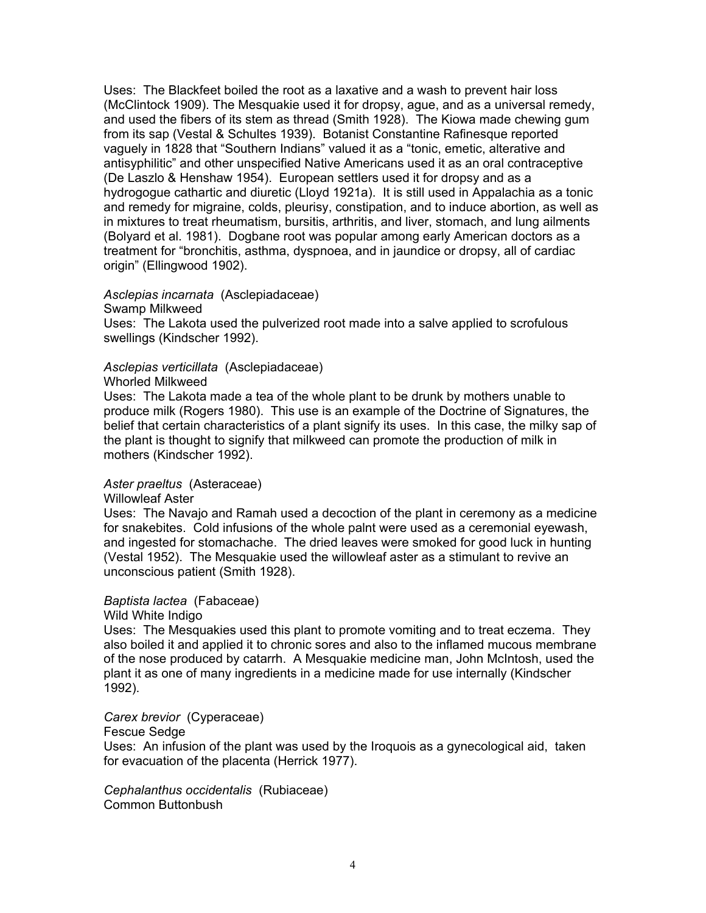Uses: The Blackfeet boiled the root as a laxative and a wash to prevent hair loss (McClintock 1909). The Mesquakie used it for dropsy, ague, and as a universal remedy, and used the fibers of its stem as thread (Smith 1928). The Kiowa made chewing gum from its sap (Vestal & Schultes 1939). Botanist Constantine Rafinesque reported vaguely in 1828 that "Southern Indians" valued it as a "tonic, emetic, alterative and antisyphilitic" and other unspecified Native Americans used it as an oral contraceptive (De Laszlo & Henshaw 1954). European settlers used it for dropsy and as a hydrogogue cathartic and diuretic (Lloyd 1921a). It is still used in Appalachia as a tonic and remedy for migraine, colds, pleurisy, constipation, and to induce abortion, as well as in mixtures to treat rheumatism, bursitis, arthritis, and liver, stomach, and lung ailments (Bolyard et al. 1981). Dogbane root was popular among early American doctors as a treatment for "bronchitis, asthma, dyspnoea, and in jaundice or dropsy, all of cardiac origin" (Ellingwood 1902).

*Asclepias incarnata* (Asclepiadaceae)
Swamp Milkweed
Uses: The Lakota used the pulverized root made into a salve applied to scrofulous swellings (Kindscher 1992).

*Asclepias verticillata* (Asclepiadaceae)
Whorled Milkweed
Uses: The Lakota made a tea of the whole plant to be drunk by mothers unable to produce milk (Rogers 1980). This use is an example of the Doctrine of Signatures, the belief that certain characteristics of a plant signify its uses. In this case, the milky sap of the plant is thought to signify that milkweed can promote the production of milk in mothers (Kindscher 1992).

*Aster praeltus* (Asteraceae)
Willowleaf Aster
Uses: The Navajo and Ramah used a decoction of the plant in ceremony as a medicine for snakebites. Cold infusions of the whole palnt were used as a ceremonial eyewash, and ingested for stomachache. The dried leaves were smoked for good luck in hunting (Vestal 1952). The Mesquakie used the willowleaf aster as a stimulant to revive an unconscious patient (Smith 1928).

*Baptista lactea* (Fabaceae)
Wild White Indigo
Uses: The Mesquakies used this plant to promote vomiting and to treat eczema. They also boiled it and applied it to chronic sores and also to the inflamed mucous membrane of the nose produced by catarrh. A Mesquakie medicine man, John McIntosh, used the plant it as one of many ingredients in a medicine made for use internally (Kindscher 1992).

*Carex brevior* (Cyperaceae)
Fescue Sedge
Uses: An infusion of the plant was used by the Iroquois as a gynecological aid, taken for evacuation of the placenta (Herrick 1977).

*Cephalanthus occidentalis* (Rubiaceae)
Common Buttonbush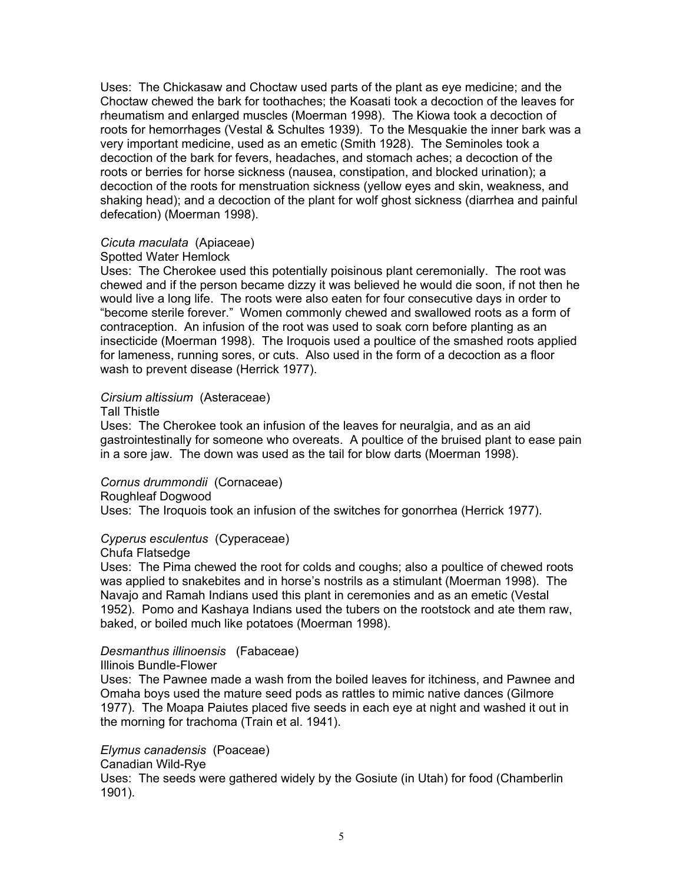Uses: The Chickasaw and Choctaw used parts of the plant as eye medicine; and the Choctaw chewed the bark for toothaches; the Koasati took a decoction of the leaves for rheumatism and enlarged muscles (Moerman 1998). The Kiowa took a decoction of roots for hemorrhages (Vestal & Schultes 1939). To the Mesquakie the inner bark was a very important medicine, used as an emetic (Smith 1928). The Seminoles took a decoction of the bark for fevers, headaches, and stomach aches; a decoction of the roots or berries for horse sickness (nausea, constipation, and blocked urination); a decoction of the roots for menstruation sickness (yellow eyes and skin, weakness, and shaking head); and a decoction of the plant for wolf ghost sickness (diarrhea and painful defecation) (Moerman 1998).

*Cicuta maculata* (Apiaceae)
Spotted Water Hemlock
Uses: The Cherokee used this potentially poisinous plant ceremonially. The root was chewed and if the person became dizzy it was believed he would die soon, if not then he would live a long life. The roots were also eaten for four consecutive days in order to "become sterile forever." Women commonly chewed and swallowed roots as a form of contraception. An infusion of the root was used to soak corn before planting as an insecticide (Moerman 1998). The Iroquois used a poultice of the smashed roots applied for lameness, running sores, or cuts. Also used in the form of a decoction as a floor wash to prevent disease (Herrick 1977).

*Cirsium altissium* (Asteraceae)
Tall Thistle
Uses: The Cherokee took an infusion of the leaves for neuralgia, and as an aid gastrointestinally for someone who overeats. A poultice of the bruised plant to ease pain in a sore jaw. The down was used as the tail for blow darts (Moerman 1998).

*Cornus drummondii* (Cornaceae)
Roughleaf Dogwood
Uses: The Iroquois took an infusion of the switches for gonorrhea (Herrick 1977).

*Cyperus esculentus* (Cyperaceae)
Chufa Flatsedge
Uses: The Pima chewed the root for colds and coughs; also a poultice of chewed roots was applied to snakebites and in horse's nostrils as a stimulant (Moerman 1998). The Navajo and Ramah Indians used this plant in ceremonies and as an emetic (Vestal 1952). Pomo and Kashaya Indians used the tubers on the rootstock and ate them raw, baked, or boiled much like potatoes (Moerman 1998).

*Desmanthus illinoensis* (Fabaceae)
Illinois Bundle-Flower
Uses: The Pawnee made a wash from the boiled leaves for itchiness, and Pawnee and Omaha boys used the mature seed pods as rattles to mimic native dances (Gilmore 1977). The Moapa Paiutes placed five seeds in each eye at night and washed it out in the morning for trachoma (Train et al. 1941).

*Elymus canadensis* (Poaceae)
Canadian Wild-Rye
Uses: The seeds were gathered widely by the Gosiute (in Utah) for food (Chamberlin 1901).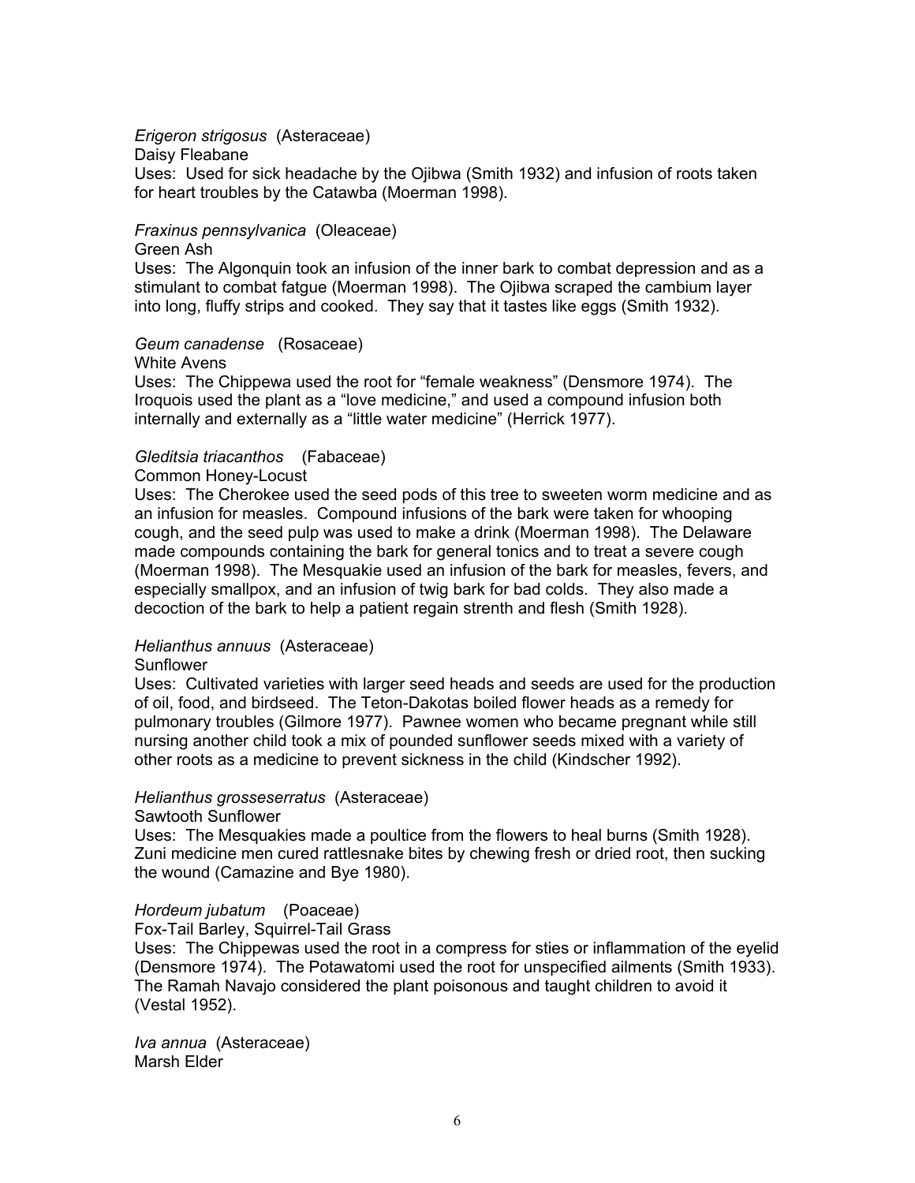*Erigeron strigosus* (Asteraceae)
Daisy Fleabane
Uses: Used for sick headache by the Ojibwa (Smith 1932) and infusion of roots taken for heart troubles by the Catawba (Moerman 1998).

*Fraxinus pennsylvanica* (Oleaceae)
Green Ash
Uses: The Algonquin took an infusion of the inner bark to combat depression and as a stimulant to combat fatgue (Moerman 1998). The Ojibwa scraped the cambium layer into long, fluffy strips and cooked. They say that it tastes like eggs (Smith 1932).

*Geum canadense* (Rosaceae)
White Avens
Uses: The Chippewa used the root for "female weakness" (Densmore 1974). The Iroquois used the plant as a "love medicine," and used a compound infusion both internally and externally as a "little water medicine" (Herrick 1977).

*Gleditsia triacanthos* (Fabaceae)
Common Honey-Locust
Uses: The Cherokee used the seed pods of this tree to sweeten worm medicine and as an infusion for measles. Compound infusions of the bark were taken for whooping cough, and the seed pulp was used to make a drink (Moerman 1998). The Delaware made compounds containing the bark for general tonics and to treat a severe cough (Moerman 1998). The Mesquakie used an infusion of the bark for measles, fevers, and especially smallpox, and an infusion of twig bark for bad colds. They also made a decoction of the bark to help a patient regain strenth and flesh (Smith 1928).

*Helianthus annuus* (Asteraceae)
Sunflower
Uses: Cultivated varieties with larger seed heads and seeds are used for the production of oil, food, and birdseed. The Teton-Dakotas boiled flower heads as a remedy for pulmonary troubles (Gilmore 1977). Pawnee women who became pregnant while still nursing another child took a mix of pounded sunflower seeds mixed with a variety of other roots as a medicine to prevent sickness in the child (Kindscher 1992).

*Helianthus grosseserratus* (Asteraceae)
Sawtooth Sunflower
Uses: The Mesquakies made a poultice from the flowers to heal burns (Smith 1928). Zuni medicine men cured rattlesnake bites by chewing fresh or dried root, then sucking the wound (Camazine and Bye 1980).

*Hordeum jubatum* (Poaceae)
Fox-Tail Barley, Squirrel-Tail Grass
Uses: The Chippewas used the root in a compress for sties or inflammation of the eyelid (Densmore 1974). The Potawatomi used the root for unspecified ailments (Smith 1933). The Ramah Navajo considered the plant poisonous and taught children to avoid it (Vestal 1952).

*Iva annua* (Asteraceae)
Marsh Elder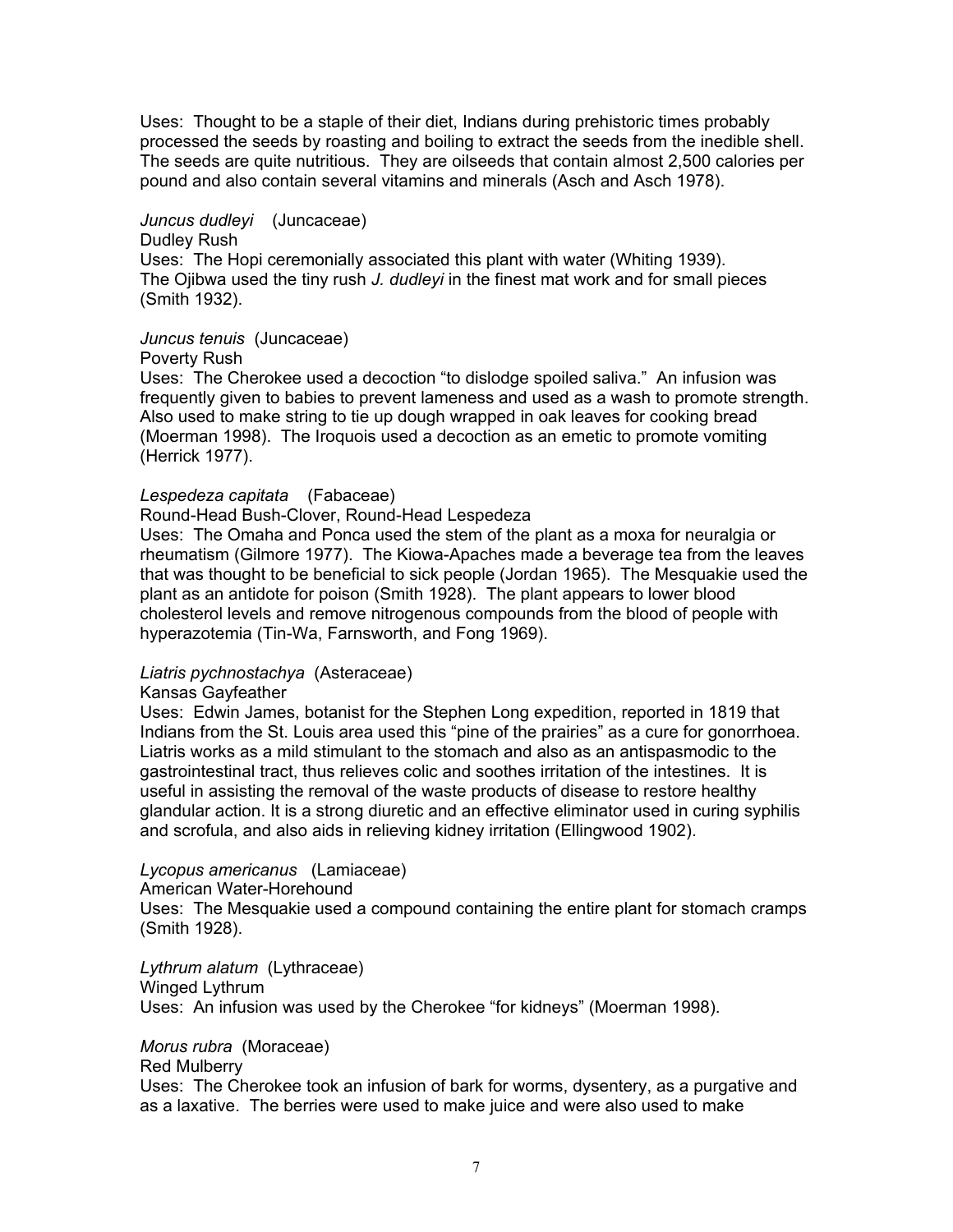Uses: Thought to be a staple of their diet, Indians during prehistoric times probably processed the seeds by roasting and boiling to extract the seeds from the inedible shell. The seeds are quite nutritious. They are oilseeds that contain almost 2,500 calories per pound and also contain several vitamins and minerals (Asch and Asch 1978).

*Juncus dudleyi* (Juncaceae)
Dudley Rush
Uses: The Hopi ceremonially associated this plant with water (Whiting 1939). The Ojibwa used the tiny rush *J. dudleyi* in the finest mat work and for small pieces (Smith 1932).

*Juncus tenuis* (Juncaceae)
Poverty Rush
Uses: The Cherokee used a decoction "to dislodge spoiled saliva." An infusion was frequently given to babies to prevent lameness and used as a wash to promote strength. Also used to make string to tie up dough wrapped in oak leaves for cooking bread (Moerman 1998). The Iroquois used a decoction as an emetic to promote vomiting (Herrick 1977).

*Lespedeza capitata* (Fabaceae)
Round-Head Bush-Clover, Round-Head Lespedeza
Uses: The Omaha and Ponca used the stem of the plant as a moxa for neuralgia or rheumatism (Gilmore 1977). The Kiowa-Apaches made a beverage tea from the leaves that was thought to be beneficial to sick people (Jordan 1965). The Mesquakie used the plant as an antidote for poison (Smith 1928). The plant appears to lower blood cholesterol levels and remove nitrogenous compounds from the blood of people with hyperazotemia (Tin-Wa, Farnsworth, and Fong 1969).

*Liatris pychnostachya* (Asteraceae)
Kansas Gayfeather
Uses: Edwin James, botanist for the Stephen Long expedition, reported in 1819 that Indians from the St. Louis area used this "pine of the prairies" as a cure for gonorrhoea. Liatris works as a mild stimulant to the stomach and also as an antispasmodic to the gastrointestinal tract, thus relieves colic and soothes irritation of the intestines. It is useful in assisting the removal of the waste products of disease to restore healthy glandular action. It is a strong diuretic and an effective eliminator used in curing syphilis and scrofula, and also aids in relieving kidney irritation (Ellingwood 1902).

*Lycopus americanus* (Lamiaceae)
American Water-Horehound
Uses: The Mesquakie used a compound containing the entire plant for stomach cramps (Smith 1928).

*Lythrum alatum* (Lythraceae)
Winged Lythrum
Uses: An infusion was used by the Cherokee "for kidneys" (Moerman 1998).

*Morus rubra* (Moraceae)
Red Mulberry
Uses: The Cherokee took an infusion of bark for worms, dysentery, as a purgative and as a laxative. The berries were used to make juice and were also used to make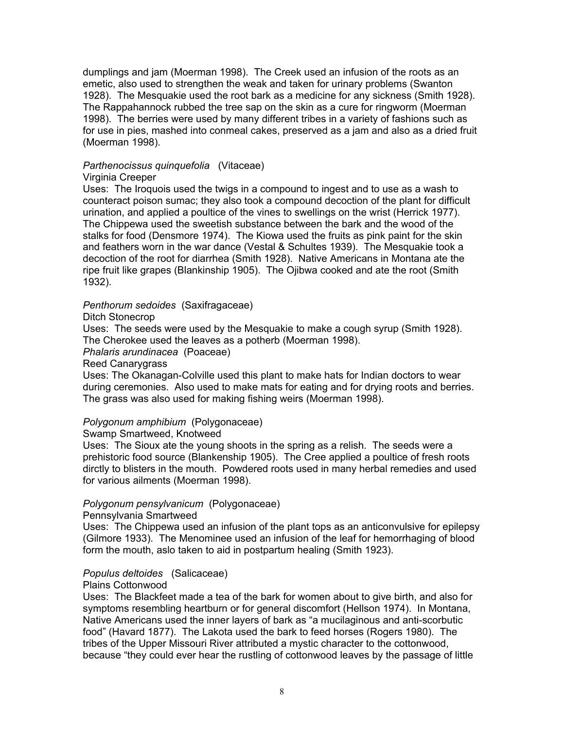dumplings and jam (Moerman 1998). The Creek used an infusion of the roots as an emetic, also used to strengthen the weak and taken for urinary problems (Swanton 1928). The Mesquakie used the root bark as a medicine for any sickness (Smith 1928). The Rappahannock rubbed the tree sap on the skin as a cure for ringworm (Moerman 1998). The berries were used by many different tribes in a variety of fashions such as for use in pies, mashed into conmeal cakes, preserved as a jam and also as a dried fruit (Moerman 1998).

*Parthenocissus quinquefolia* (Vitaceae)
Virginia Creeper
Uses: The Iroquois used the twigs in a compound to ingest and to use as a wash to counteract poison sumac; they also took a compound decoction of the plant for difficult urination, and applied a poultice of the vines to swellings on the wrist (Herrick 1977). The Chippewa used the sweetish substance between the bark and the wood of the stalks for food (Densmore 1974). The Kiowa used the fruits as pink paint for the skin and feathers worn in the war dance (Vestal & Schultes 1939). The Mesquakie took a decoction of the root for diarrhea (Smith 1928). Native Americans in Montana ate the ripe fruit like grapes (Blankinship 1905). The Ojibwa cooked and ate the root (Smith 1932).

*Penthorum sedoides* (Saxifragaceae)
Ditch Stonecrop
Uses: The seeds were used by the Mesquakie to make a cough syrup (Smith 1928). The Cherokee used the leaves as a potherb (Moerman 1998).

*Phalaris arundinacea* (Poaceae)
Reed Canarygrass
Uses: The Okanagan-Colville used this plant to make hats for Indian doctors to wear during ceremonies. Also used to make mats for eating and for drying roots and berries. The grass was also used for making fishing weirs (Moerman 1998).

*Polygonum amphibium* (Polygonaceae)
Swamp Smartweed, Knotweed
Uses: The Sioux ate the young shoots in the spring as a relish. The seeds were a prehistoric food source (Blankenship 1905). The Cree applied a poultice of fresh roots dirctly to blisters in the mouth. Powdered roots used in many herbal remedies and used for various ailments (Moerman 1998).

*Polygonum pensylvanicum* (Polygonaceae)
Pennsylvania Smartweed
Uses: The Chippewa used an infusion of the plant tops as an anticonvulsive for epilepsy (Gilmore 1933). The Menominee used an infusion of the leaf for hemorrhaging of blood form the mouth, aslo taken to aid in postpartum healing (Smith 1923).

*Populus deltoides* (Salicaceae)
Plains Cottonwood
Uses: The Blackfeet made a tea of the bark for women about to give birth, and also for symptoms resembling heartburn or for general discomfort (Hellson 1974). In Montana, Native Americans used the inner layers of bark as "a mucilaginous and anti-scorbutic food" (Havard 1877). The Lakota used the bark to feed horses (Rogers 1980). The tribes of the Upper Missouri River attributed a mystic character to the cottonwood, because "they could ever hear the rustling of cottonwood leaves by the passage of little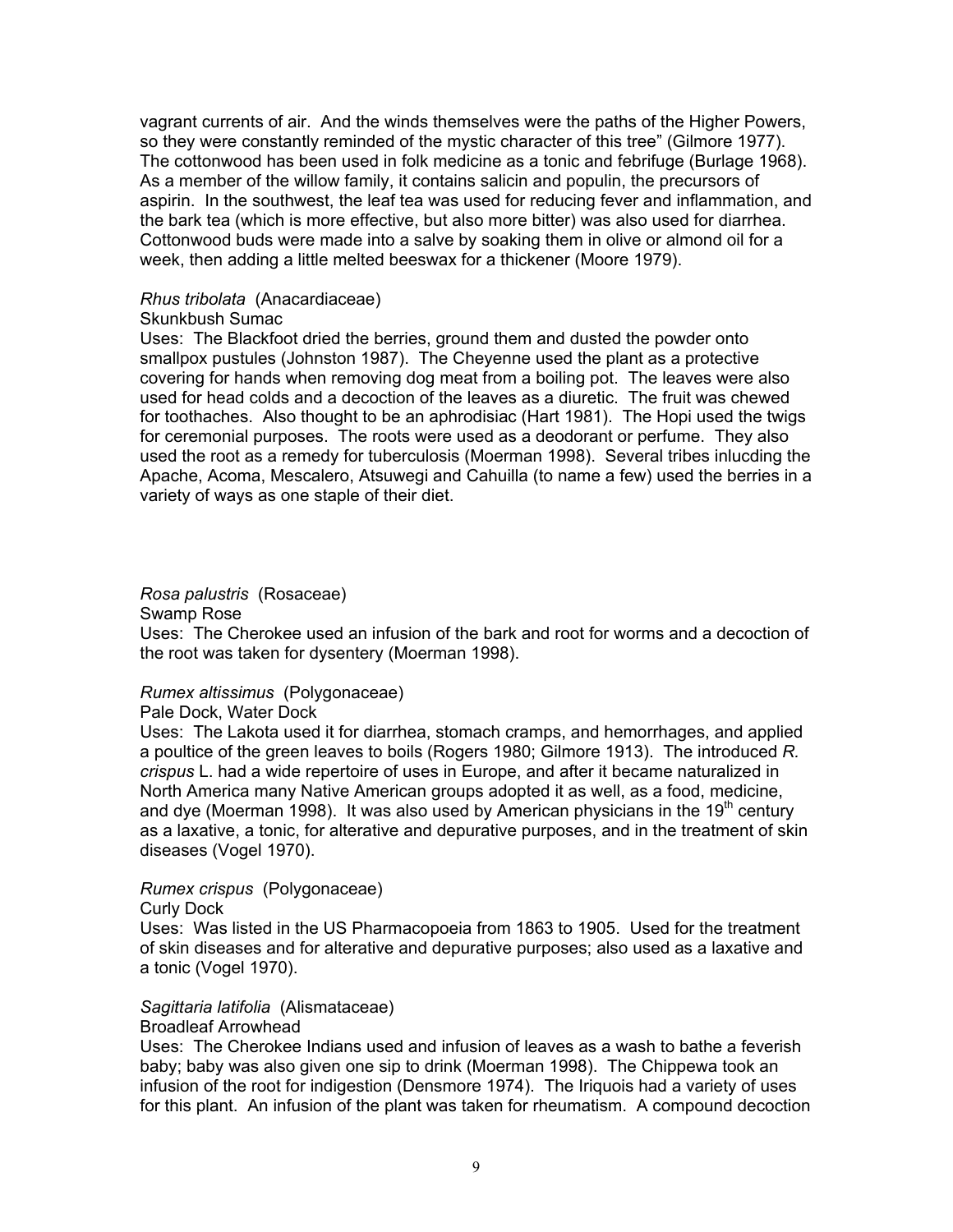vagrant currents of air. And the winds themselves were the paths of the Higher Powers, so they were constantly reminded of the mystic character of this tree" (Gilmore 1977). The cottonwood has been used in folk medicine as a tonic and febrifuge (Burlage 1968). As a member of the willow family, it contains salicin and populin, the precursors of aspirin. In the southwest, the leaf tea was used for reducing fever and inflammation, and the bark tea (which is more effective, but also more bitter) was also used for diarrhea. Cottonwood buds were made into a salve by soaking them in olive or almond oil for a week, then adding a little melted beeswax for a thickener (Moore 1979).

*Rhus tribolata* (Anacardiaceae)
Skunkbush Sumac
Uses: The Blackfoot dried the berries, ground them and dusted the powder onto smallpox pustules (Johnston 1987). The Cheyenne used the plant as a protective covering for hands when removing dog meat from a boiling pot. The leaves were also used for head colds and a decoction of the leaves as a diuretic. The fruit was chewed for toothaches. Also thought to be an aphrodisiac (Hart 1981). The Hopi used the twigs for ceremonial purposes. The roots were used as a deodorant or perfume. They also used the root as a remedy for tuberculosis (Moerman 1998). Several tribes inlucding the Apache, Acoma, Mescalero, Atsuwegi and Cahuilla (to name a few) used the berries in a variety of ways as one staple of their diet.

*Rosa palustris* (Rosaceae)
Swamp Rose
Uses: The Cherokee used an infusion of the bark and root for worms and a decoction of the root was taken for dysentery (Moerman 1998).

*Rumex altissimus* (Polygonaceae)
Pale Dock, Water Dock
Uses: The Lakota used it for diarrhea, stomach cramps, and hemorrhages, and applied a poultice of the green leaves to boils (Rogers 1980; Gilmore 1913). The introduced *R. crispus* L. had a wide repertoire of uses in Europe, and after it became naturalized in North America many Native American groups adopted it as well, as a food, medicine, and dye (Moerman 1998). It was also used by American physicians in the 19th century as a laxative, a tonic, for alterative and depurative purposes, and in the treatment of skin diseases (Vogel 1970).

*Rumex crispus* (Polygonaceae)
Curly Dock
Uses: Was listed in the US Pharmacopoeia from 1863 to 1905. Used for the treatment of skin diseases and for alterative and depurative purposes; also used as a laxative and a tonic (Vogel 1970).

*Sagittaria latifolia* (Alismataceae)
Broadleaf Arrowhead
Uses: The Cherokee Indians used and infusion of leaves as a wash to bathe a feverish baby; baby was also given one sip to drink (Moerman 1998). The Chippewa took an infusion of the root for indigestion (Densmore 1974). The Iriquois had a variety of uses for this plant. An infusion of the plant was taken for rheumatism. A compound decoction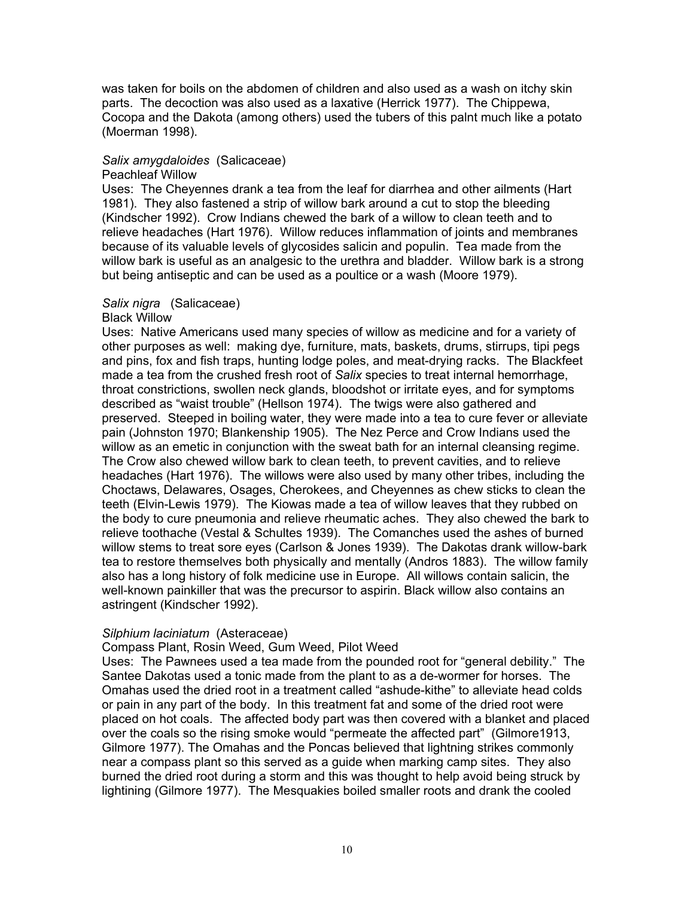was taken for boils on the abdomen of children and also used as a wash on itchy skin parts. The decoction was also used as a laxative (Herrick 1977). The Chippewa, Cocopa and the Dakota (among others) used the tubers of this palnt much like a potato (Moerman 1998).

*Salix amygdaloides* (Salicaceae)
Peachleaf Willow
Uses: The Cheyennes drank a tea from the leaf for diarrhea and other ailments (Hart 1981). They also fastened a strip of willow bark around a cut to stop the bleeding (Kindscher 1992). Crow Indians chewed the bark of a willow to clean teeth and to relieve headaches (Hart 1976). Willow reduces inflammation of joints and membranes because of its valuable levels of glycosides salicin and populin. Tea made from the willow bark is useful as an analgesic to the urethra and bladder. Willow bark is a strong but being antiseptic and can be used as a poultice or a wash (Moore 1979).

*Salix nigra* (Salicaceae)
Black Willow
Uses: Native Americans used many species of willow as medicine and for a variety of other purposes as well: making dye, furniture, mats, baskets, drums, stirrups, tipi pegs and pins, fox and fish traps, hunting lodge poles, and meat-drying racks. The Blackfeet made a tea from the crushed fresh root of *Salix* species to treat internal hemorrhage, throat constrictions, swollen neck glands, bloodshot or irritate eyes, and for symptoms described as "waist trouble" (Hellson 1974). The twigs were also gathered and preserved. Steeped in boiling water, they were made into a tea to cure fever or alleviate pain (Johnston 1970; Blankenship 1905). The Nez Perce and Crow Indians used the willow as an emetic in conjunction with the sweat bath for an internal cleansing regime. The Crow also chewed willow bark to clean teeth, to prevent cavities, and to relieve headaches (Hart 1976). The willows were also used by many other tribes, including the Choctaws, Delawares, Osages, Cherokees, and Cheyennes as chew sticks to clean the teeth (Elvin-Lewis 1979). The Kiowas made a tea of willow leaves that they rubbed on the body to cure pneumonia and relieve rheumatic aches. They also chewed the bark to relieve toothache (Vestal & Schultes 1939). The Comanches used the ashes of burned willow stems to treat sore eyes (Carlson & Jones 1939). The Dakotas drank willow-bark tea to restore themselves both physically and mentally (Andros 1883). The willow family also has a long history of folk medicine use in Europe. All willows contain salicin, the well-known painkiller that was the precursor to aspirin. Black willow also contains an astringent (Kindscher 1992).

*Silphium laciniatum* (Asteraceae)
Compass Plant, Rosin Weed, Gum Weed, Pilot Weed
Uses: The Pawnees used a tea made from the pounded root for "general debility." The Santee Dakotas used a tonic made from the plant to as a de-wormer for horses. The Omahas used the dried root in a treatment called "ashude-kithe" to alleviate head colds or pain in any part of the body. In this treatment fat and some of the dried root were placed on hot coals. The affected body part was then covered with a blanket and placed over the coals so the rising smoke would "permeate the affected part" (Gilmore1913, Gilmore 1977). The Omahas and the Poncas believed that lightning strikes commonly near a compass plant so this served as a guide when marking camp sites. They also burned the dried root during a storm and this was thought to help avoid being struck by lightining (Gilmore 1977). The Mesquakies boiled smaller roots and drank the cooled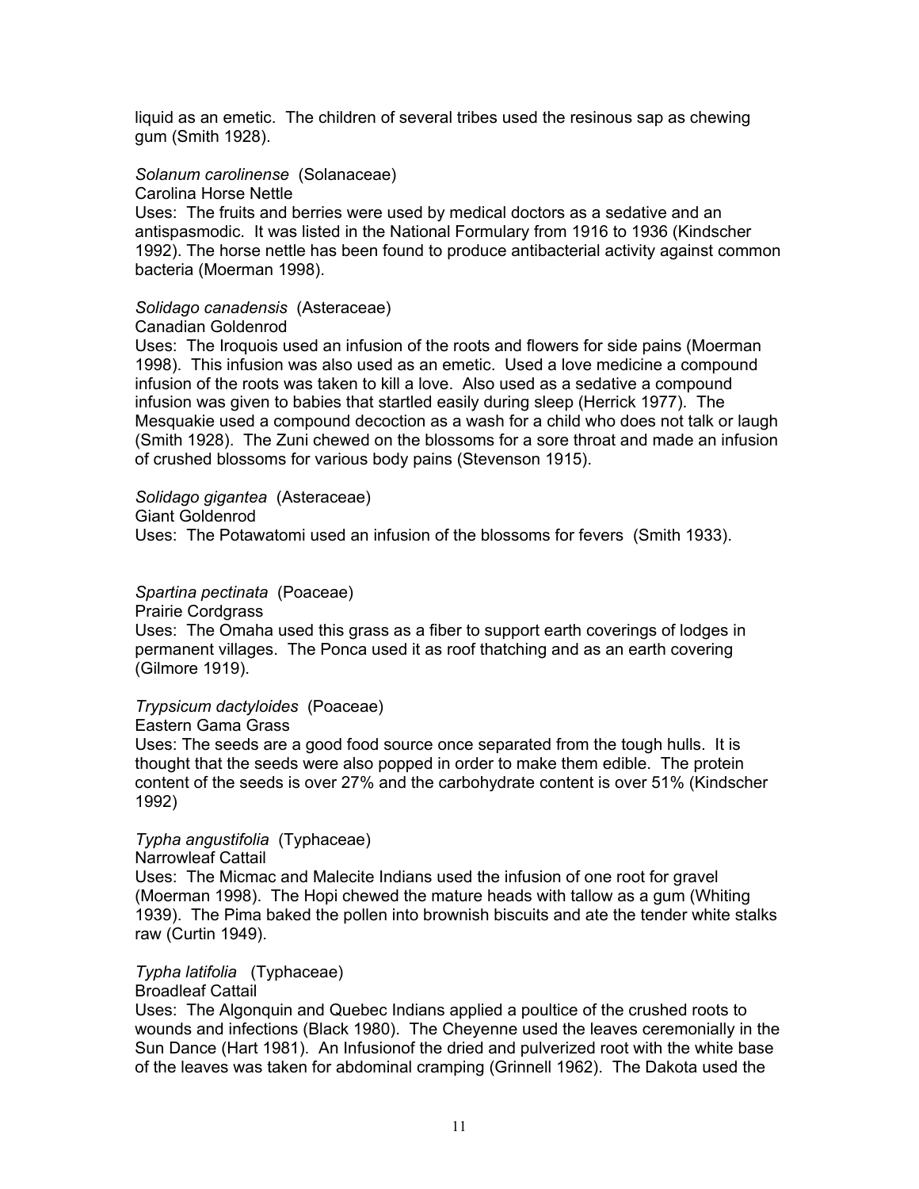liquid as an emetic. The children of several tribes used the resinous sap as chewing gum (Smith 1928).

*Solanum carolinense* (Solanaceae)
Carolina Horse Nettle
Uses: The fruits and berries were used by medical doctors as a sedative and an antispasmodic. It was listed in the National Formulary from 1916 to 1936 (Kindscher 1992). The horse nettle has been found to produce antibacterial activity against common bacteria (Moerman 1998).

*Solidago canadensis* (Asteraceae)
Canadian Goldenrod
Uses: The Iroquois used an infusion of the roots and flowers for side pains (Moerman 1998). This infusion was also used as an emetic. Used a love medicine a compound infusion of the roots was taken to kill a love. Also used as a sedative a compound infusion was given to babies that startled easily during sleep (Herrick 1977). The Mesquakie used a compound decoction as a wash for a child who does not talk or laugh (Smith 1928). The Zuni chewed on the blossoms for a sore throat and made an infusion of crushed blossoms for various body pains (Stevenson 1915).

*Solidago gigantea* (Asteraceae)
Giant Goldenrod
Uses: The Potawatomi used an infusion of the blossoms for fevers (Smith 1933).

*Spartina pectinata* (Poaceae)
Prairie Cordgrass
Uses: The Omaha used this grass as a fiber to support earth coverings of lodges in permanent villages. The Ponca used it as roof thatching and as an earth covering (Gilmore 1919).

*Trypsicum dactyloides* (Poaceae)
Eastern Gama Grass
Uses: The seeds are a good food source once separated from the tough hulls. It is thought that the seeds were also popped in order to make them edible. The protein content of the seeds is over 27% and the carbohydrate content is over 51% (Kindscher 1992)

*Typha angustifolia* (Typhaceae)
Narrowleaf Cattail
Uses: The Micmac and Malecite Indians used the infusion of one root for gravel (Moerman 1998). The Hopi chewed the mature heads with tallow as a gum (Whiting 1939). The Pima baked the pollen into brownish biscuits and ate the tender white stalks raw (Curtin 1949).

*Typha latifolia* (Typhaceae)
Broadleaf Cattail
Uses: The Algonquin and Quebec Indians applied a poultice of the crushed roots to wounds and infections (Black 1980). The Cheyenne used the leaves ceremonially in the Sun Dance (Hart 1981). An Infusionof the dried and pulverized root with the white base of the leaves was taken for abdominal cramping (Grinnell 1962). The Dakota used the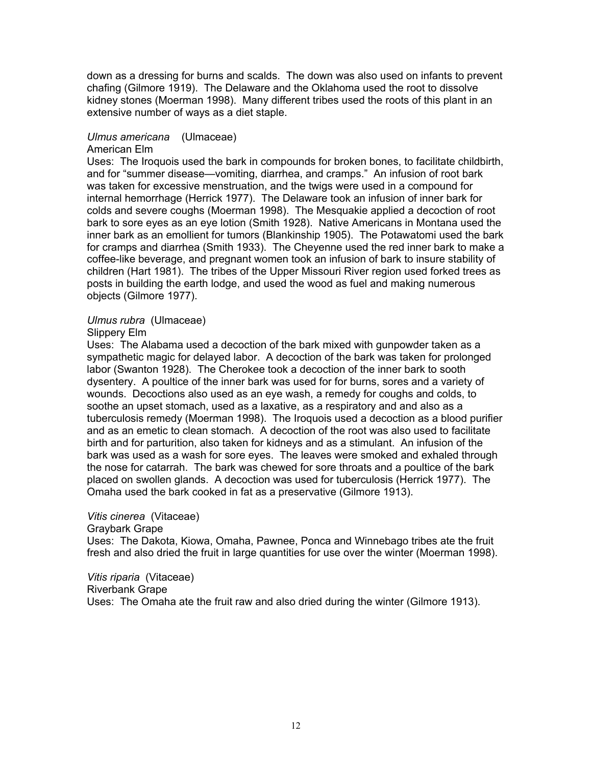down as a dressing for burns and scalds. The down was also used on infants to prevent chafing (Gilmore 1919). The Delaware and the Oklahoma used the root to dissolve kidney stones (Moerman 1998). Many different tribes used the roots of this plant in an extensive number of ways as a diet staple.

*Ulmus americana* (Ulmaceae)
American Elm
Uses: The Iroquois used the bark in compounds for broken bones, to facilitate childbirth, and for "summer disease—vomiting, diarrhea, and cramps." An infusion of root bark was taken for excessive menstruation, and the twigs were used in a compound for internal hemorrhage (Herrick 1977). The Delaware took an infusion of inner bark for colds and severe coughs (Moerman 1998). The Mesquakie applied a decoction of root bark to sore eyes as an eye lotion (Smith 1928). Native Americans in Montana used the inner bark as an emollient for tumors (Blankinship 1905). The Potawatomi used the bark for cramps and diarrhea (Smith 1933). The Cheyenne used the red inner bark to make a coffee-like beverage, and pregnant women took an infusion of bark to insure stability of children (Hart 1981). The tribes of the Upper Missouri River region used forked trees as posts in building the earth lodge, and used the wood as fuel and making numerous objects (Gilmore 1977).

*Ulmus rubra* (Ulmaceae)
Slippery Elm
Uses: The Alabama used a decoction of the bark mixed with gunpowder taken as a sympathetic magic for delayed labor. A decoction of the bark was taken for prolonged labor (Swanton 1928). The Cherokee took a decoction of the inner bark to sooth dysentery. A poultice of the inner bark was used for for burns, sores and a variety of wounds. Decoctions also used as an eye wash, a remedy for coughs and colds, to soothe an upset stomach, used as a laxative, as a respiratory and and also as a tuberculosis remedy (Moerman 1998). The Iroquois used a decoction as a blood purifier and as an emetic to clean stomach. A decoction of the root was also used to facilitate birth and for parturition, also taken for kidneys and as a stimulant. An infusion of the bark was used as a wash for sore eyes. The leaves were smoked and exhaled through the nose for catarrah. The bark was chewed for sore throats and a poultice of the bark placed on swollen glands. A decoction was used for tuberculosis (Herrick 1977). The Omaha used the bark cooked in fat as a preservative (Gilmore 1913).

*Vitis cinerea* (Vitaceae)
Graybark Grape
Uses: The Dakota, Kiowa, Omaha, Pawnee, Ponca and Winnebago tribes ate the fruit fresh and also dried the fruit in large quantities for use over the winter (Moerman 1998).

*Vitis riparia* (Vitaceae)
Riverbank Grape
Uses: The Omaha ate the fruit raw and also dried during the winter (Gilmore 1913).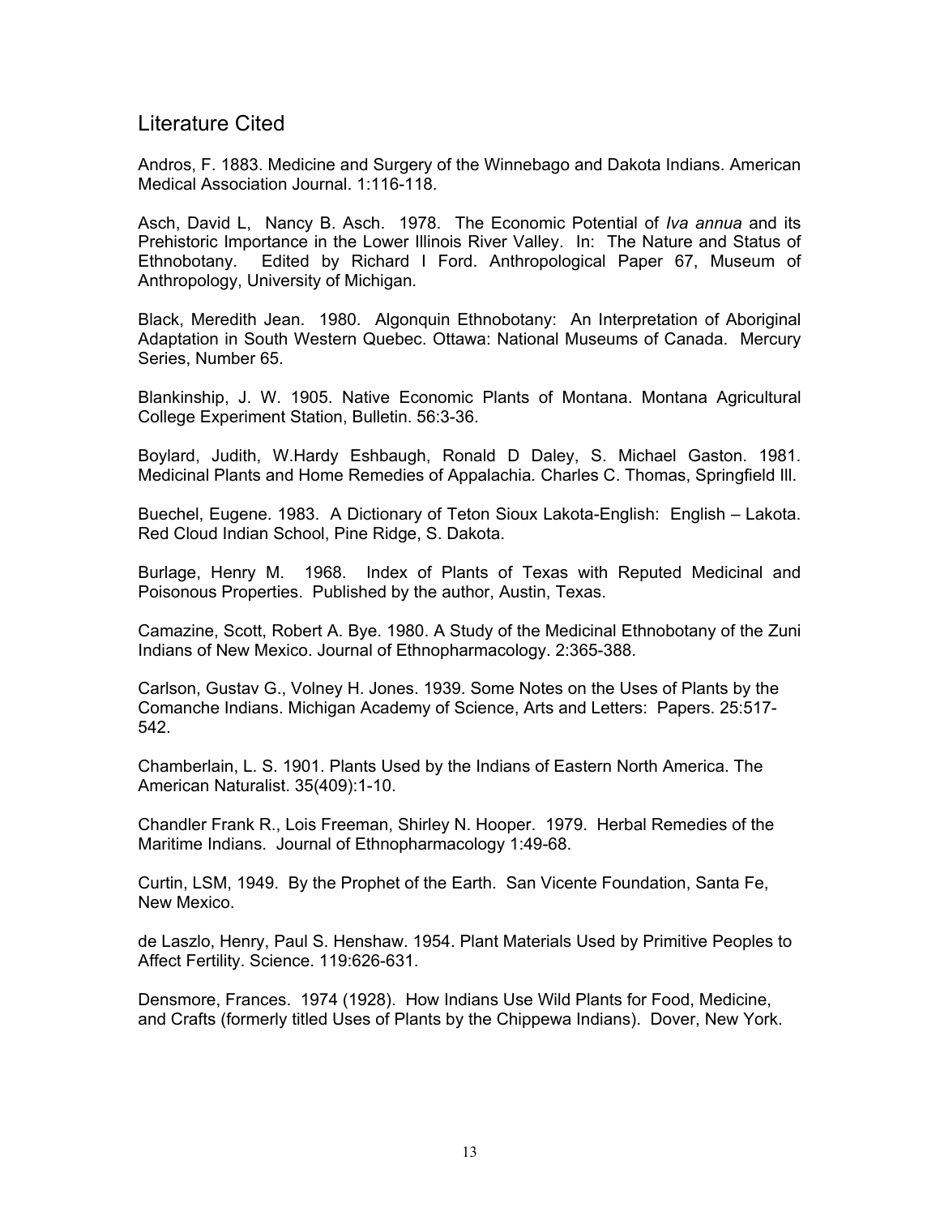## Literature Cited

Andros, F. 1883. Medicine and Surgery of the Winnebago and Dakota Indians. American Medical Association Journal. 1:116-118.

Asch, David L, Nancy B. Asch. 1978. The Economic Potential of *Iva annua* and its Prehistoric Importance in the Lower Illinois River Valley. In: The Nature and Status of Ethnobotany. Edited by Richard I Ford. Anthropological Paper 67, Museum of Anthropology, University of Michigan.

Black, Meredith Jean. 1980. Algonquin Ethnobotany: An Interpretation of Aboriginal Adaptation in South Western Quebec. Ottawa: National Museums of Canada. Mercury Series, Number 65.

Blankinship, J. W. 1905. Native Economic Plants of Montana. Montana Agricultural College Experiment Station, Bulletin. 56:3-36.

Boylard, Judith, W.Hardy Eshbaugh, Ronald D Daley, S. Michael Gaston. 1981. Medicinal Plants and Home Remedies of Appalachia. Charles C. Thomas, Springfield Ill.

Buechel, Eugene. 1983. A Dictionary of Teton Sioux Lakota-English: English – Lakota. Red Cloud Indian School, Pine Ridge, S. Dakota.

Burlage, Henry M. 1968. Index of Plants of Texas with Reputed Medicinal and Poisonous Properties. Published by the author, Austin, Texas.

Camazine, Scott, Robert A. Bye. 1980. A Study of the Medicinal Ethnobotany of the Zuni Indians of New Mexico. Journal of Ethnopharmacology. 2:365-388.

Carlson, Gustav G., Volney H. Jones. 1939. Some Notes on the Uses of Plants by the Comanche Indians. Michigan Academy of Science, Arts and Letters: Papers. 25:517-542.

Chamberlain, L. S. 1901. Plants Used by the Indians of Eastern North America. The American Naturalist. 35(409):1-10.

Chandler Frank R., Lois Freeman, Shirley N. Hooper. 1979. Herbal Remedies of the Maritime Indians. Journal of Ethnopharmacology 1:49-68.

Curtin, LSM, 1949. By the Prophet of the Earth. San Vicente Foundation, Santa Fe, New Mexico.

de Laszlo, Henry, Paul S. Henshaw. 1954. Plant Materials Used by Primitive Peoples to Affect Fertility. Science. 119:626-631.

Densmore, Frances. 1974 (1928). How Indians Use Wild Plants for Food, Medicine, and Crafts (formerly titled Uses of Plants by the Chippewa Indians). Dover, New York.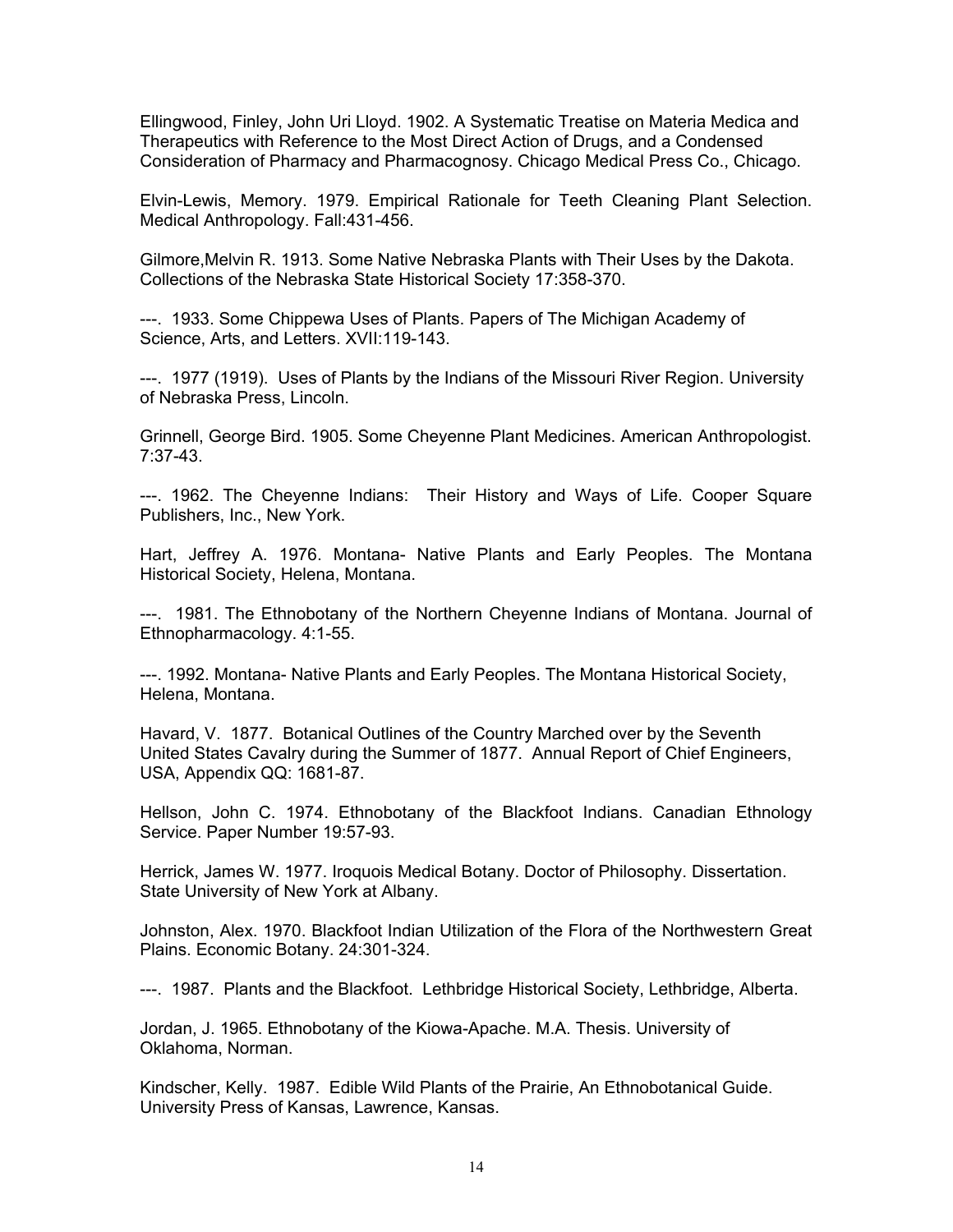Ellingwood, Finley, John Uri Lloyd. 1902. A Systematic Treatise on Materia Medica and Therapeutics with Reference to the Most Direct Action of Drugs, and a Condensed Consideration of Pharmacy and Pharmacognosy. Chicago Medical Press Co., Chicago.

Elvin-Lewis, Memory. 1979. Empirical Rationale for Teeth Cleaning Plant Selection. Medical Anthropology. Fall:431-456.

Gilmore,Melvin R. 1913. Some Native Nebraska Plants with Their Uses by the Dakota. Collections of the Nebraska State Historical Society 17:358-370.

---. 1933. Some Chippewa Uses of Plants. Papers of The Michigan Academy of Science, Arts, and Letters. XVII:119-143.

---. 1977 (1919). Uses of Plants by the Indians of the Missouri River Region. University of Nebraska Press, Lincoln.

Grinnell, George Bird. 1905. Some Cheyenne Plant Medicines. American Anthropologist. 7:37-43.

---. 1962. The Cheyenne Indians: Their History and Ways of Life. Cooper Square Publishers, Inc., New York.

Hart, Jeffrey A. 1976. Montana- Native Plants and Early Peoples. The Montana Historical Society, Helena, Montana.

---. 1981. The Ethnobotany of the Northern Cheyenne Indians of Montana. Journal of Ethnopharmacology. 4:1-55.

---. 1992. Montana- Native Plants and Early Peoples. The Montana Historical Society, Helena, Montana.

Havard, V. 1877. Botanical Outlines of the Country Marched over by the Seventh United States Cavalry during the Summer of 1877. Annual Report of Chief Engineers, USA, Appendix QQ: 1681-87.

Hellson, John C. 1974. Ethnobotany of the Blackfoot Indians. Canadian Ethnology Service. Paper Number 19:57-93.

Herrick, James W. 1977. Iroquois Medical Botany. Doctor of Philosophy. Dissertation. State University of New York at Albany.

Johnston, Alex. 1970. Blackfoot Indian Utilization of the Flora of the Northwestern Great Plains. Economic Botany. 24:301-324.

---. 1987. Plants and the Blackfoot. Lethbridge Historical Society, Lethbridge, Alberta.

Jordan, J. 1965. Ethnobotany of the Kiowa-Apache. M.A. Thesis. University of Oklahoma, Norman.

Kindscher, Kelly. 1987. Edible Wild Plants of the Prairie, An Ethnobotanical Guide. University Press of Kansas, Lawrence, Kansas.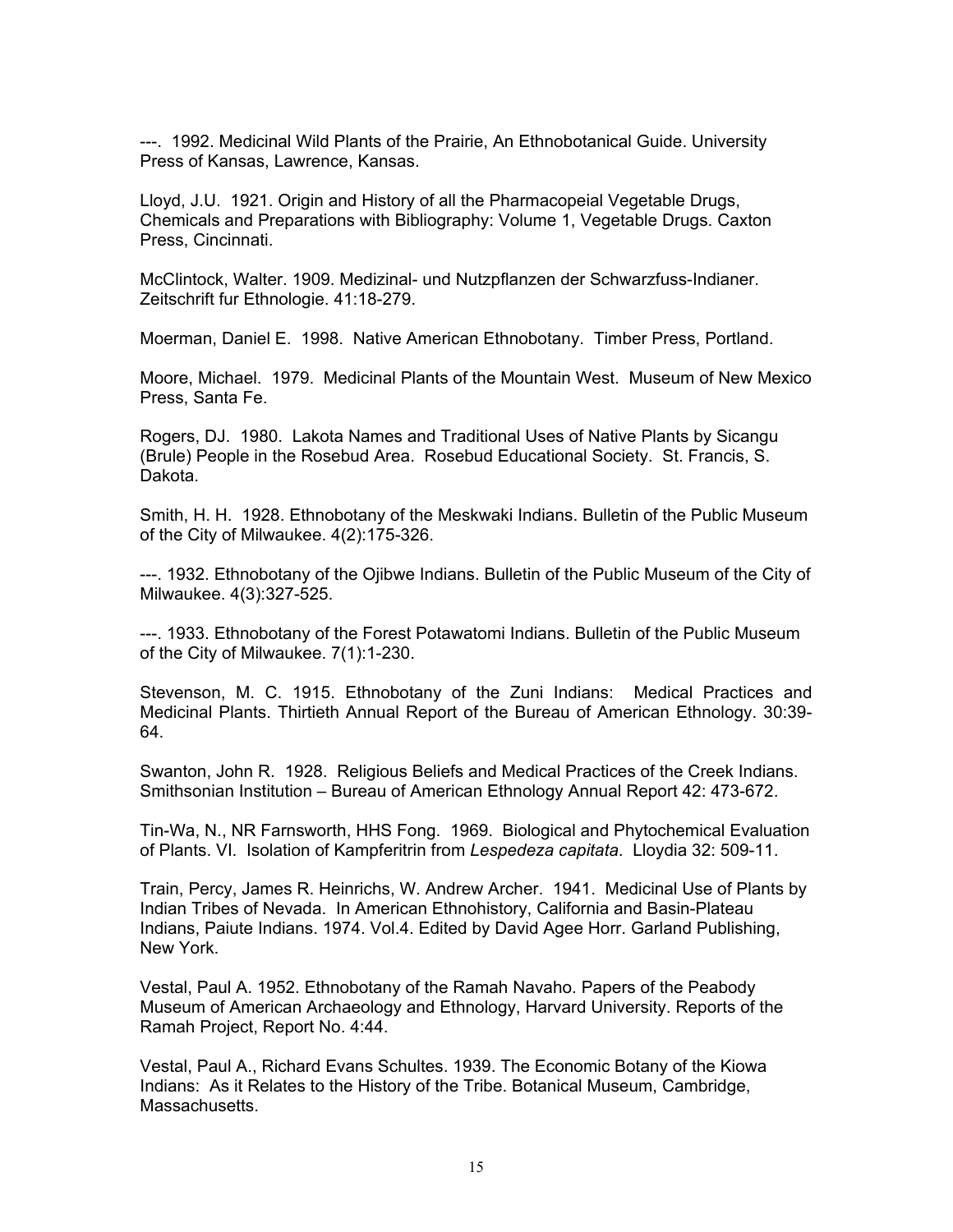---. 1992. Medicinal Wild Plants of the Prairie, An Ethnobotanical Guide. University Press of Kansas, Lawrence, Kansas.

Lloyd, J.U. 1921. Origin and History of all the Pharmacopeial Vegetable Drugs, Chemicals and Preparations with Bibliography: Volume 1, Vegetable Drugs. Caxton Press, Cincinnati.

McClintock, Walter. 1909. Medizinal- und Nutzpflanzen der Schwarzfuss-Indianer. Zeitschrift fur Ethnologie. 41:18-279.

Moerman, Daniel E. 1998. Native American Ethnobotany. Timber Press, Portland.

Moore, Michael. 1979. Medicinal Plants of the Mountain West. Museum of New Mexico Press, Santa Fe.

Rogers, DJ. 1980. Lakota Names and Traditional Uses of Native Plants by Sicangu (Brule) People in the Rosebud Area. Rosebud Educational Society. St. Francis, S. Dakota.

Smith, H. H. 1928. Ethnobotany of the Meskwaki Indians. Bulletin of the Public Museum of the City of Milwaukee. 4(2):175-326.

---. 1932. Ethnobotany of the Ojibwe Indians. Bulletin of the Public Museum of the City of Milwaukee. 4(3):327-525.

---. 1933. Ethnobotany of the Forest Potawatomi Indians. Bulletin of the Public Museum of the City of Milwaukee. 7(1):1-230.

Stevenson, M. C. 1915. Ethnobotany of the Zuni Indians: Medical Practices and Medicinal Plants. Thirtieth Annual Report of the Bureau of American Ethnology. 30:39-64.

Swanton, John R. 1928. Religious Beliefs and Medical Practices of the Creek Indians. Smithsonian Institution – Bureau of American Ethnology Annual Report 42: 473-672.

Tin-Wa, N., NR Farnsworth, HHS Fong. 1969. Biological and Phytochemical Evaluation of Plants. VI. Isolation of Kampferitrin from *Lespedeza capitata*. Lloydia 32: 509-11.

Train, Percy, James R. Heinrichs, W. Andrew Archer. 1941. Medicinal Use of Plants by Indian Tribes of Nevada. In American Ethnohistory, California and Basin-Plateau Indians, Paiute Indians. 1974. Vol.4. Edited by David Agee Horr. Garland Publishing, New York.

Vestal, Paul A. 1952. Ethnobotany of the Ramah Navaho. Papers of the Peabody Museum of American Archaeology and Ethnology, Harvard University. Reports of the Ramah Project, Report No. 4:44.

Vestal, Paul A., Richard Evans Schultes. 1939. The Economic Botany of the Kiowa Indians: As it Relates to the History of the Tribe. Botanical Museum, Cambridge, Massachusetts.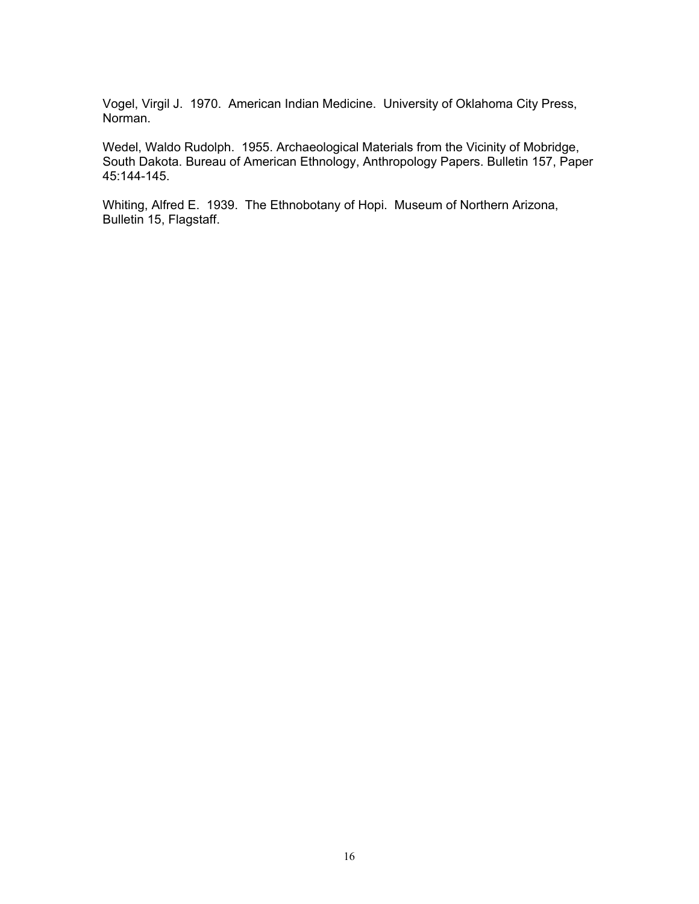Vogel, Virgil J.  1970.  American Indian Medicine.  University of Oklahoma City Press, Norman.

Wedel, Waldo Rudolph.  1955. Archaeological Materials from the Vicinity of Mobridge, South Dakota. Bureau of American Ethnology, Anthropology Papers. Bulletin 157, Paper 45:144-145.

Whiting, Alfred E.  1939.  The Ethnobotany of Hopi.  Museum of Northern Arizona, Bulletin 15, Flagstaff.